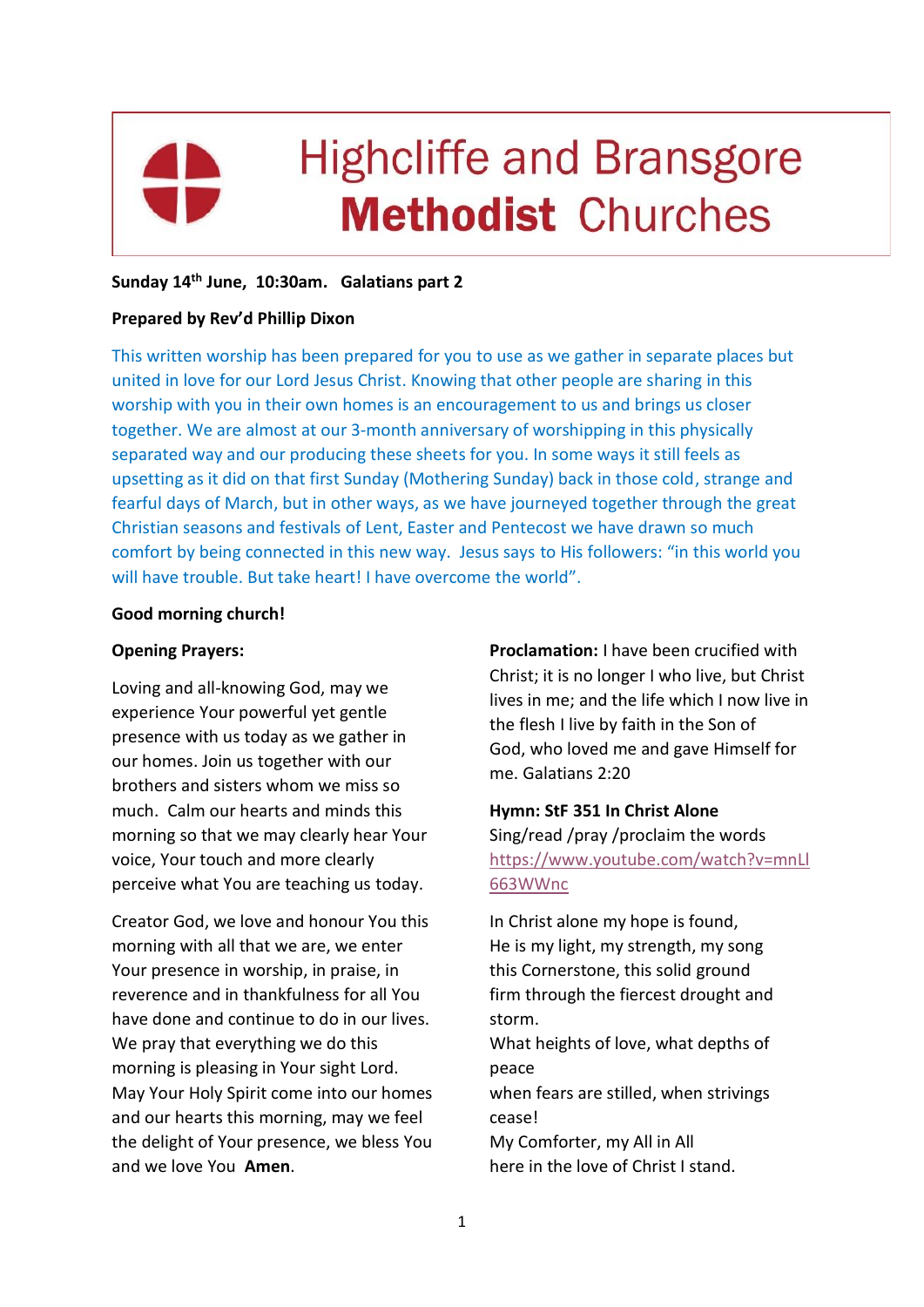# Highcliffe and Bransgore **Methodist** Churches

**Sunday 14th June, 10:30am. Galatians part 2**

**Prepared by Rev'd Phillip Dixon**

This written worship has been prepared for you to use as we gather in separate places but united in love for our Lord Jesus Christ. Knowing that other people are sharing in this worship with you in their own homes is an encouragement to us and brings us closer together. We are almost at our 3-month anniversary of worshipping in this physically separated way and our producing these sheets for you. In some ways it still feels as upsetting as it did on that first Sunday (Mothering Sunday) back in those cold, strange and fearful days of March, but in other ways, as we have journeyed together through the great Christian seasons and festivals of Lent, Easter and Pentecost we have drawn so much comfort by being connected in this new way. Jesus says to His followers: "in this world you will have trouble. But take heart! I have overcome the world".

**Good morning church!**

**Opening Prayers:**

Loving and all-knowing God, may we experience Your powerful yet gentle presence with us today as we gather in our homes. Join us together with our brothers and sisters whom we miss so much. Calm our hearts and minds this morning so that we may clearly hear Your voice, Your touch and more clearly perceive what You are teaching us today.

Creator God, we love and honour You this morning with all that we are, we enter Your presence in worship, in praise, in reverence and in thankfulness for all You have done and continue to do in our lives. We pray that everything we do this morning is pleasing in Your sight Lord. May Your Holy Spirit come into our homes and our hearts this morning, may we feel the delight of Your presence, we bless You and we love You **Amen**.

**Proclamation:** I have been crucified with Christ; it is no longer I who live, but Christ lives in me; and the life which I now live in the flesh I live by faith in the Son of God, who loved me and gave Himself for me. Galatians 2:20

**Hymn: StF 351 In Christ Alone**
Sing/read /pray /proclaim the words
https://www.youtube.com/watch?v=mnLl663WWnc

In Christ alone my hope is found,
He is my light, my strength, my song
this Cornerstone, this solid ground
firm through the fiercest drought and storm.
What heights of love, what depths of peace
when fears are stilled, when strivings cease!
My Comforter, my All in All
here in the love of Christ I stand.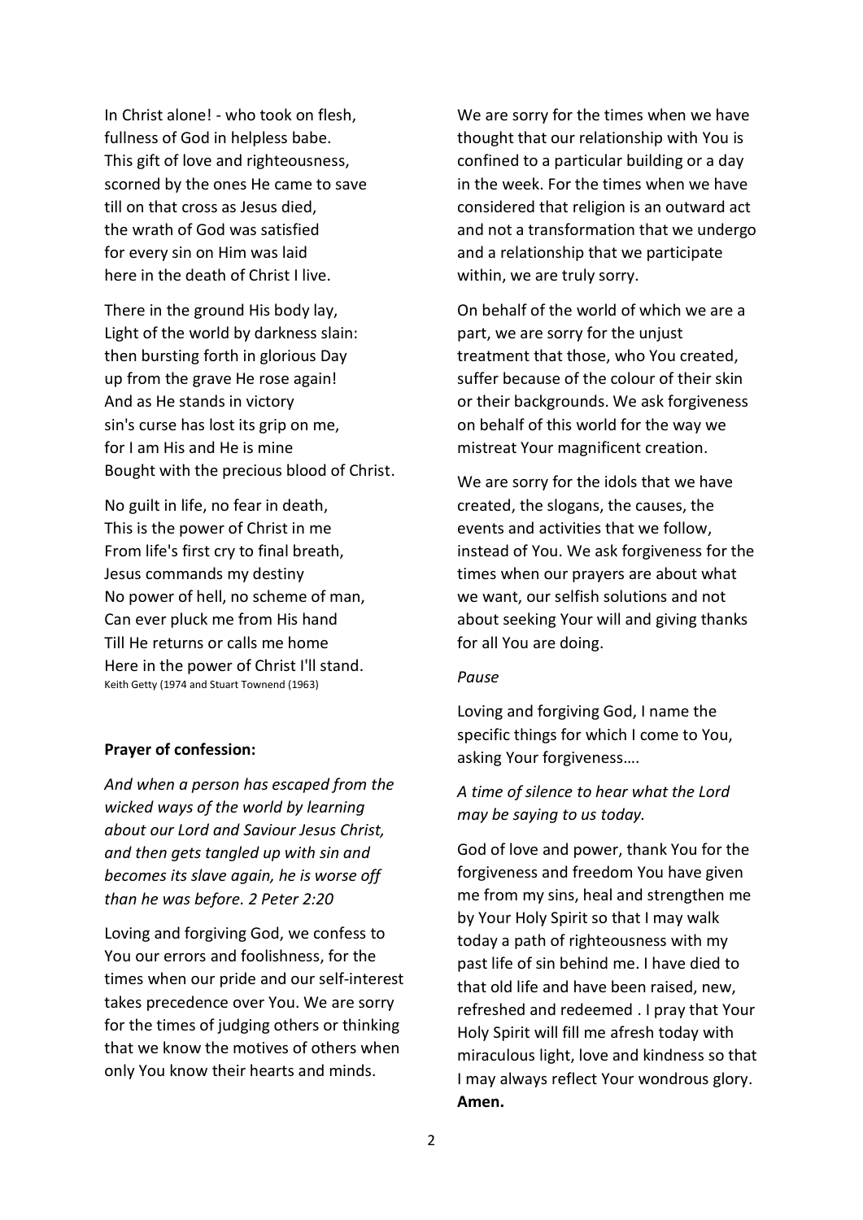In Christ alone! - who took on flesh,
fullness of God in helpless babe.
This gift of love and righteousness,
scorned by the ones He came to save
till on that cross as Jesus died,
the wrath of God was satisfied
for every sin on Him was laid
here in the death of Christ I live.

There in the ground His body lay,
Light of the world by darkness slain:
then bursting forth in glorious Day
up from the grave He rose again!
And as He stands in victory
sin's curse has lost its grip on me,
for I am His and He is mine
Bought with the precious blood of Christ.

No guilt in life, no fear in death,
This is the power of Christ in me
From life's first cry to final breath,
Jesus commands my destiny
No power of hell, no scheme of man,
Can ever pluck me from His hand
Till He returns or calls me home
Here in the power of Christ I'll stand.
Keith Getty (1974 and Stuart Townend (1963)

**Prayer of confession:**

*And when a person has escaped from the wicked ways of the world by learning about our Lord and Saviour Jesus Christ, and then gets tangled up with sin and becomes its slave again, he is worse off than he was before. 2 Peter 2:20*

Loving and forgiving God, we confess to You our errors and foolishness, for the times when our pride and our self-interest takes precedence over You. We are sorry for the times of judging others or thinking that we know the motives of others when only You know their hearts and minds.

We are sorry for the times when we have thought that our relationship with You is confined to a particular building or a day in the week. For the times when we have considered that religion is an outward act and not a transformation that we undergo and a relationship that we participate within, we are truly sorry.

On behalf of the world of which we are a part, we are sorry for the unjust treatment that those, who You created, suffer because of the colour of their skin or their backgrounds. We ask forgiveness on behalf of this world for the way we mistreat Your magnificent creation.

We are sorry for the idols that we have created, the slogans, the causes, the events and activities that we follow, instead of You. We ask forgiveness for the times when our prayers are about what we want, our selfish solutions and not about seeking Your will and giving thanks for all You are doing.

*Pause*

Loving and forgiving God, I name the specific things for which I come to You, asking Your forgiveness….

*A time of silence to hear what the Lord may be saying to us today.*

God of love and power, thank You for the forgiveness and freedom You have given me from my sins, heal and strengthen me by Your Holy Spirit so that I may walk today a path of righteousness with my past life of sin behind me. I have died to that old life and have been raised, new, refreshed and redeemed . I pray that Your Holy Spirit will fill me afresh today with miraculous light, love and kindness so that I may always reflect Your wondrous glory. **Amen.**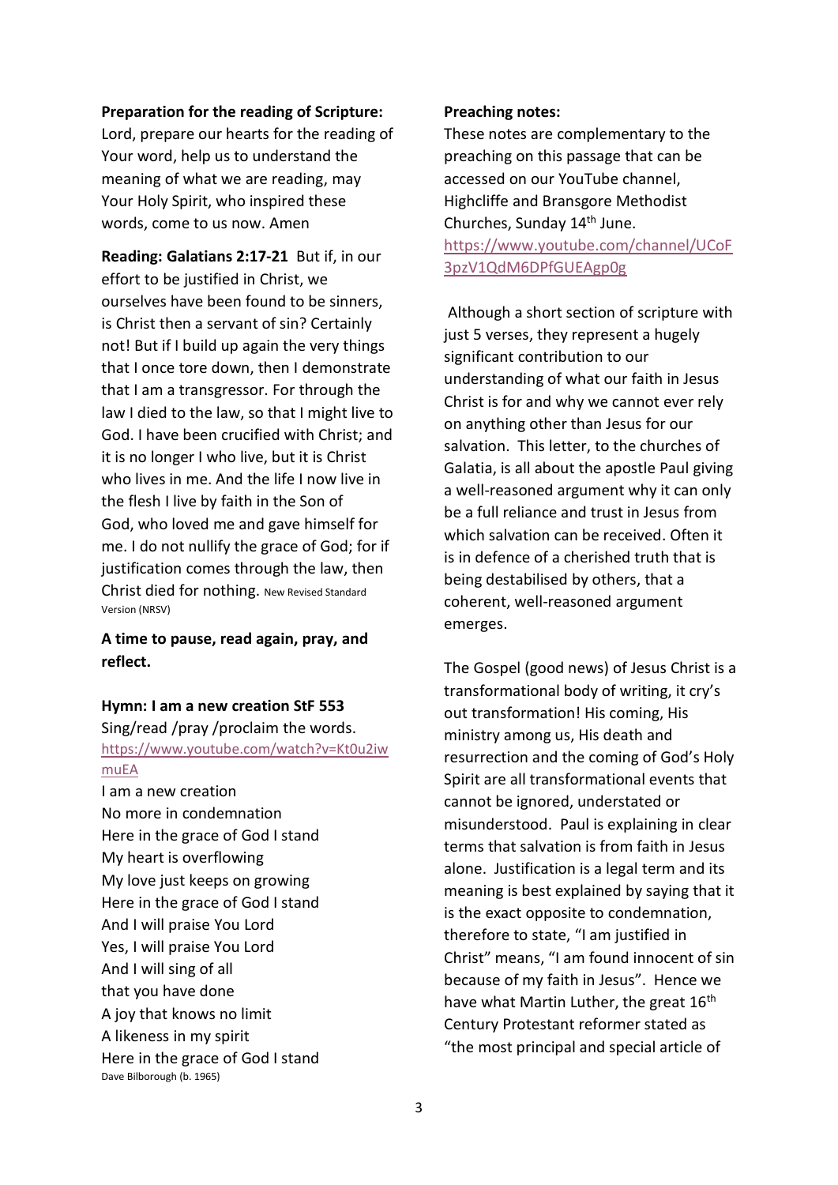**Preparation for the reading of Scripture:**
Lord, prepare our hearts for the reading of Your word, help us to understand the meaning of what we are reading, may Your Holy Spirit, who inspired these words, come to us now. Amen

**Reading: Galatians 2:17-21** But if, in our effort to be justified in Christ, we ourselves have been found to be sinners, is Christ then a servant of sin? Certainly not! But if I build up again the very things that I once tore down, then I demonstrate that I am a transgressor. For through the law I died to the law, so that I might live to God. I have been crucified with Christ; and it is no longer I who live, but it is Christ who lives in me. And the life I now live in the flesh I live by faith in the Son of God, who loved me and gave himself for me. I do not nullify the grace of God; for if justification comes through the law, then Christ died for nothing. New Revised Standard Version (NRSV)

**A time to pause, read again, pray, and reflect.**

**Hymn: I am a new creation StF 553**
Sing/read /pray /proclaim the words.
https://www.youtube.com/watch?v=Kt0u2iwmuEA

I am a new creation
No more in condemnation
Here in the grace of God I stand
My heart is overflowing
My love just keeps on growing
Here in the grace of God I stand
And I will praise You Lord
Yes, I will praise You Lord
And I will sing of all
that you have done
A joy that knows no limit
A likeness in my spirit
Here in the grace of God I stand
Dave Bilborough (b. 1965)

**Preaching notes:**
These notes are complementary to the preaching on this passage that can be accessed on our YouTube channel, Highcliffe and Bransgore Methodist Churches, Sunday 14th June.
https://www.youtube.com/channel/UCoF3pzV1QdM6DPfGUEAgp0g

Although a short section of scripture with just 5 verses, they represent a hugely significant contribution to our understanding of what our faith in Jesus Christ is for and why we cannot ever rely on anything other than Jesus for our salvation. This letter, to the churches of Galatia, is all about the apostle Paul giving a well-reasoned argument why it can only be a full reliance and trust in Jesus from which salvation can be received. Often it is in defence of a cherished truth that is being destabilised by others, that a coherent, well-reasoned argument emerges.

The Gospel (good news) of Jesus Christ is a transformational body of writing, it cry's out transformation! His coming, His ministry among us, His death and resurrection and the coming of God's Holy Spirit are all transformational events that cannot be ignored, understated or misunderstood. Paul is explaining in clear terms that salvation is from faith in Jesus alone. Justification is a legal term and its meaning is best explained by saying that it is the exact opposite to condemnation, therefore to state, "I am justified in Christ" means, "I am found innocent of sin because of my faith in Jesus". Hence we have what Martin Luther, the great 16th Century Protestant reformer stated as "the most principal and special article of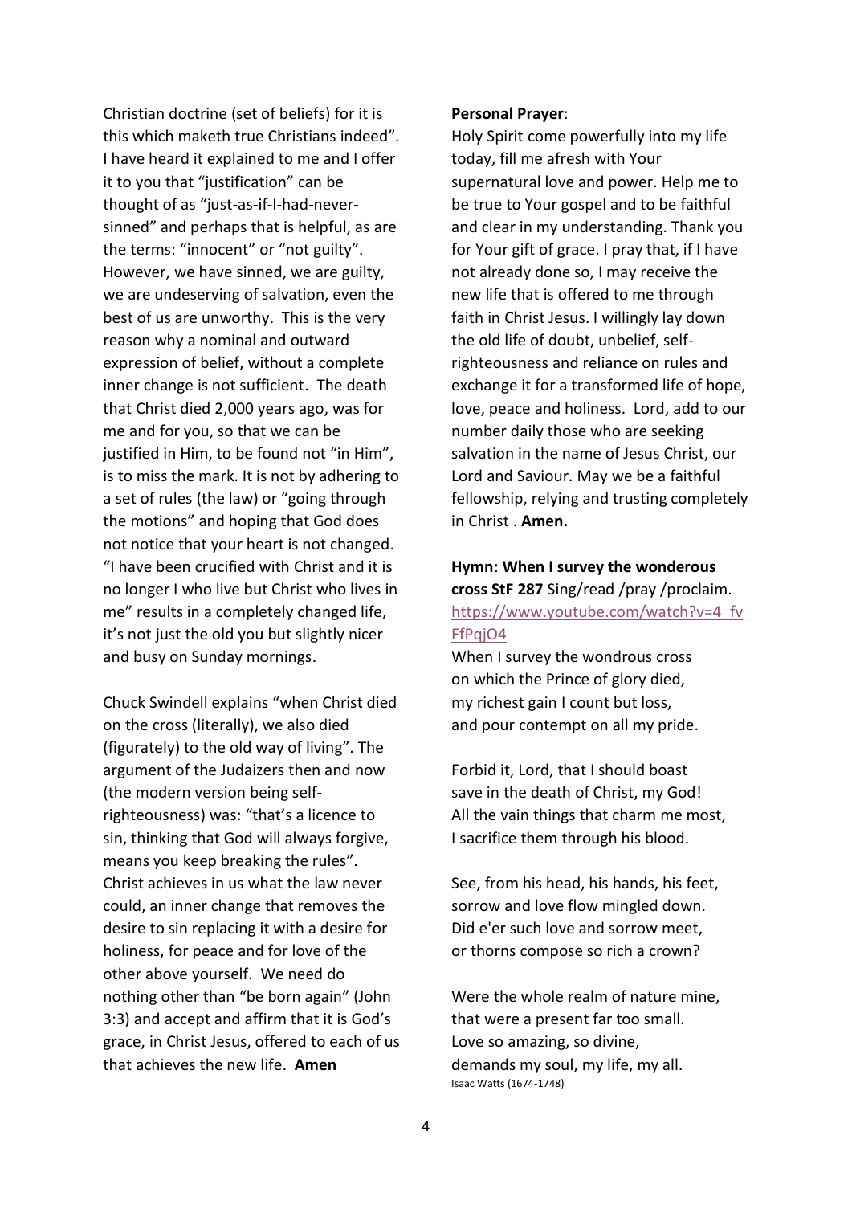Christian doctrine (set of beliefs) for it is this which maketh true Christians indeed". I have heard it explained to me and I offer it to you that "justification" can be thought of as "just-as-if-I-had-never-sinned" and perhaps that is helpful, as are the terms: "innocent" or "not guilty". However, we have sinned, we are guilty, we are undeserving of salvation, even the best of us are unworthy. This is the very reason why a nominal and outward expression of belief, without a complete inner change is not sufficient. The death that Christ died 2,000 years ago, was for me and for you, so that we can be justified in Him, to be found not "in Him", is to miss the mark. It is not by adhering to a set of rules (the law) or "going through the motions" and hoping that God does not notice that your heart is not changed. "I have been crucified with Christ and it is no longer I who live but Christ who lives in me" results in a completely changed life, it's not just the old you but slightly nicer and busy on Sunday mornings.

Chuck Swindell explains "when Christ died on the cross (literally), we also died (figuratively) to the old way of living". The argument of the Judaizers then and now (the modern version being self-righteousness) was: "that's a licence to sin, thinking that God will always forgive, means you keep breaking the rules". Christ achieves in us what the law never could, an inner change that removes the desire to sin replacing it with a desire for holiness, for peace and for love of the other above yourself. We need do nothing other than "be born again" (John 3:3) and accept and affirm that it is God's grace, in Christ Jesus, offered to each of us that achieves the new life. **Amen**

**Personal Prayer**:
Holy Spirit come powerfully into my life today, fill me afresh with Your supernatural love and power. Help me to be true to Your gospel and to be faithful and clear in my understanding. Thank you for Your gift of grace. I pray that, if I have not already done so, I may receive the new life that is offered to me through faith in Christ Jesus. I willingly lay down the old life of doubt, unbelief, self-righteousness and reliance on rules and exchange it for a transformed life of hope, love, peace and holiness. Lord, add to our number daily those who are seeking salvation in the name of Jesus Christ, our Lord and Saviour. May we be a faithful fellowship, relying and trusting completely in Christ . **Amen.**

**Hymn: When I survey the wonderous cross StF 287** Sing/read /pray /proclaim.
https://www.youtube.com/watch?v=4_fvFfPqjO4

When I survey the wondrous cross
on which the Prince of glory died,
my richest gain I count but loss,
and pour contempt on all my pride.

Forbid it, Lord, that I should boast
save in the death of Christ, my God!
All the vain things that charm me most,
I sacrifice them through his blood.

See, from his head, his hands, his feet,
sorrow and love flow mingled down.
Did e'er such love and sorrow meet,
or thorns compose so rich a crown?

Were the whole realm of nature mine,
that were a present far too small.
Love so amazing, so divine,
demands my soul, my life, my all.
Isaac Watts (1674-1748)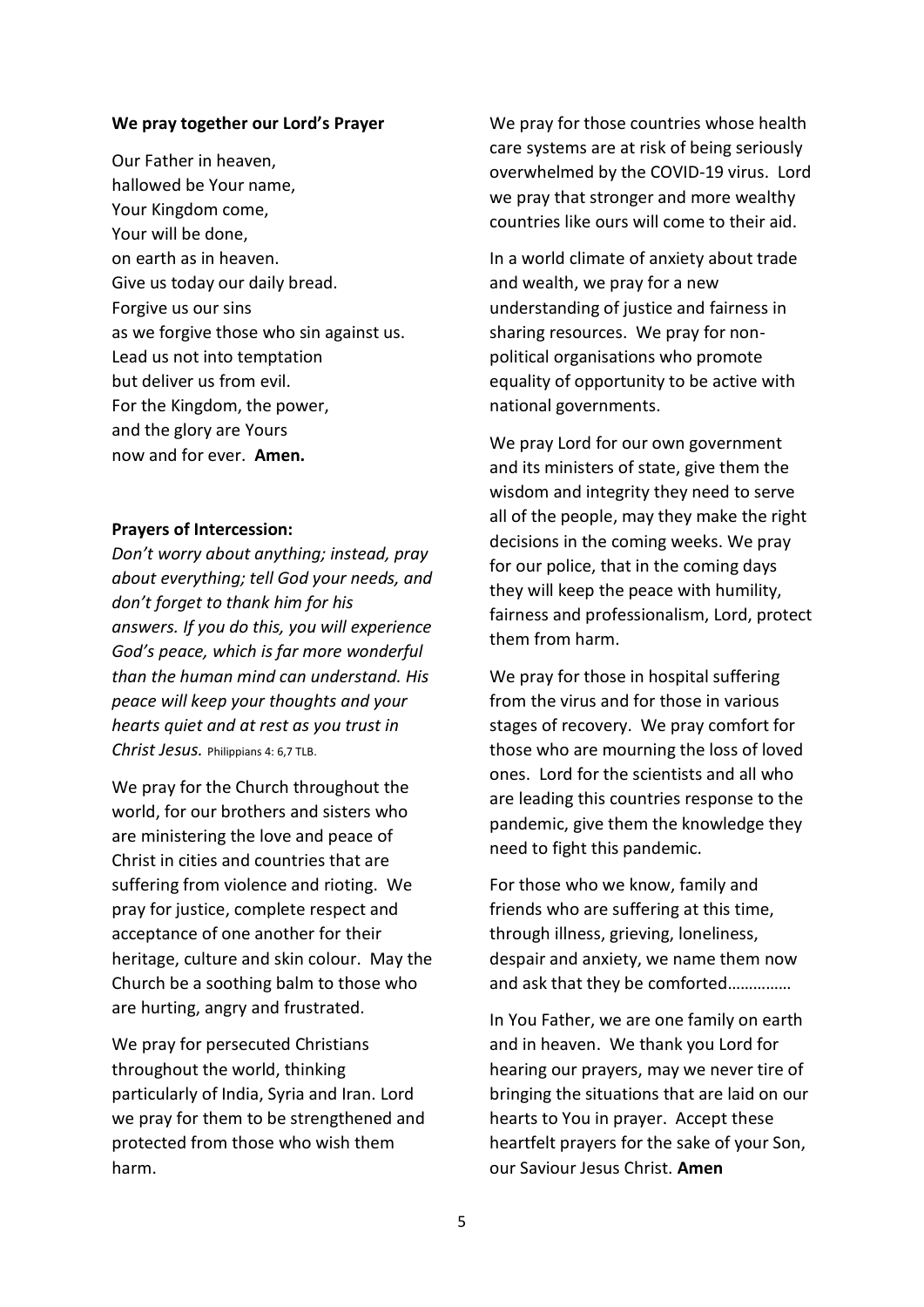**We pray together our Lord's Prayer**

Our Father in heaven,
hallowed be Your name,
Your Kingdom come,
Your will be done,
on earth as in heaven.
Give us today our daily bread.
Forgive us our sins
as we forgive those who sin against us.
Lead us not into temptation
but deliver us from evil.
For the Kingdom, the power,
and the glory are Yours
now and for ever. **Amen.**

**Prayers of Intercession:**

*Don't worry about anything; instead, pray about everything; tell God your needs, and don't forget to thank him for his answers. If you do this, you will experience God's peace, which is far more wonderful than the human mind can understand. His peace will keep your thoughts and your hearts quiet and at rest as you trust in Christ Jesus.* Philippians 4: 6,7 TLB.

We pray for the Church throughout the world, for our brothers and sisters who are ministering the love and peace of Christ in cities and countries that are suffering from violence and rioting. We pray for justice, complete respect and acceptance of one another for their heritage, culture and skin colour. May the Church be a soothing balm to those who are hurting, angry and frustrated.

We pray for persecuted Christians throughout the world, thinking particularly of India, Syria and Iran. Lord we pray for them to be strengthened and protected from those who wish them harm.

We pray for those countries whose health care systems are at risk of being seriously overwhelmed by the COVID-19 virus. Lord we pray that stronger and more wealthy countries like ours will come to their aid.

In a world climate of anxiety about trade and wealth, we pray for a new understanding of justice and fairness in sharing resources. We pray for non-political organisations who promote equality of opportunity to be active with national governments.

We pray Lord for our own government and its ministers of state, give them the wisdom and integrity they need to serve all of the people, may they make the right decisions in the coming weeks. We pray for our police, that in the coming days they will keep the peace with humility, fairness and professionalism, Lord, protect them from harm.

We pray for those in hospital suffering from the virus and for those in various stages of recovery. We pray comfort for those who are mourning the loss of loved ones. Lord for the scientists and all who are leading this countries response to the pandemic, give them the knowledge they need to fight this pandemic.

For those who we know, family and friends who are suffering at this time, through illness, grieving, loneliness, despair and anxiety, we name them now and ask that they be comforted……………

In You Father, we are one family on earth and in heaven. We thank you Lord for hearing our prayers, may we never tire of bringing the situations that are laid on our hearts to You in prayer. Accept these heartfelt prayers for the sake of your Son, our Saviour Jesus Christ. **Amen**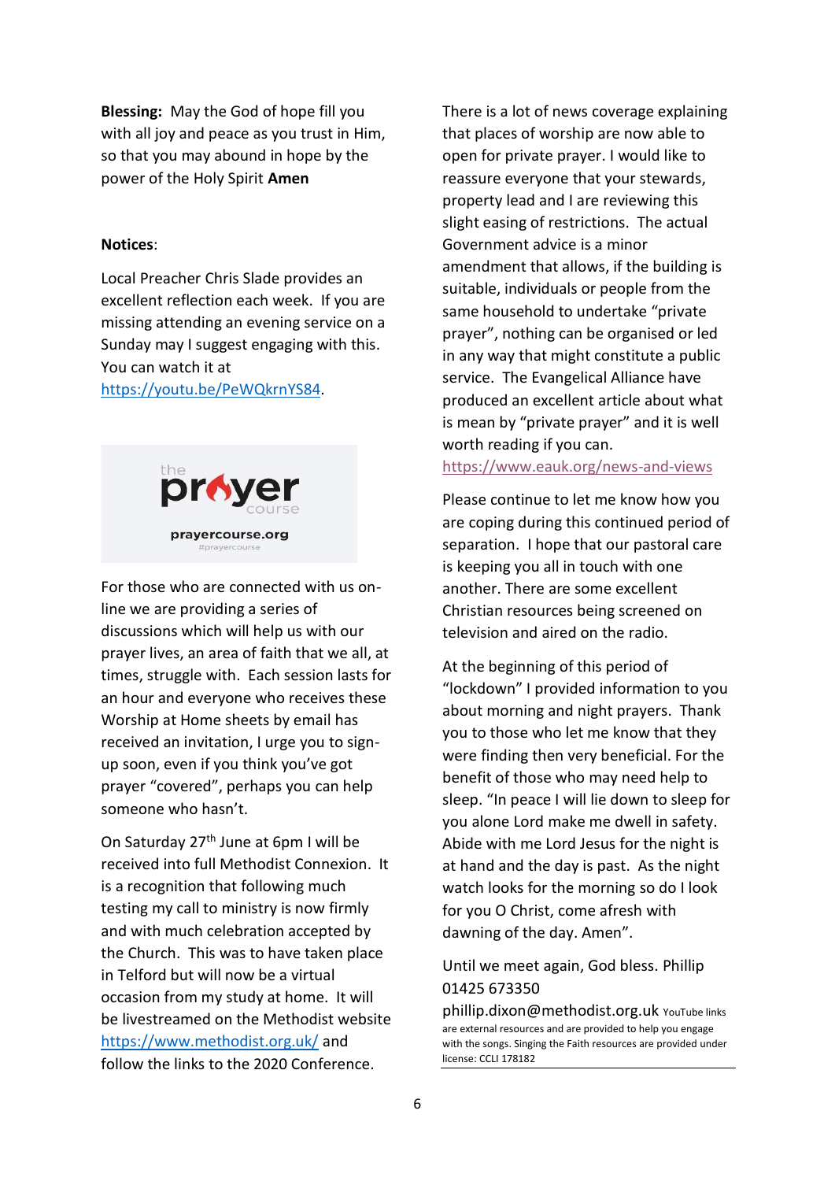**Blessing:** May the God of hope fill you with all joy and peace as you trust in Him, so that you may abound in hope by the power of the Holy Spirit **Amen**

**Notices**:

Local Preacher Chris Slade provides an excellent reflection each week. If you are missing attending an evening service on a Sunday may I suggest engaging with this. You can watch it at https://youtu.be/PeWQkrnYS84.

the prayer course
prayercourse.org
#prayercourse

For those who are connected with us on-line we are providing a series of discussions which will help us with our prayer lives, an area of faith that we all, at times, struggle with. Each session lasts for an hour and everyone who receives these Worship at Home sheets by email has received an invitation, I urge you to sign-up soon, even if you think you've got prayer "covered", perhaps you can help someone who hasn't.

On Saturday 27th June at 6pm I will be received into full Methodist Connexion. It is a recognition that following much testing my call to ministry is now firmly and with much celebration accepted by the Church. This was to have taken place in Telford but will now be a virtual occasion from my study at home. It will be livestreamed on the Methodist website https://www.methodist.org.uk/ and follow the links to the 2020 Conference.

There is a lot of news coverage explaining that places of worship are now able to open for private prayer. I would like to reassure everyone that your stewards, property lead and I are reviewing this slight easing of restrictions. The actual Government advice is a minor amendment that allows, if the building is suitable, individuals or people from the same household to undertake "private prayer", nothing can be organised or led in any way that might constitute a public service. The Evangelical Alliance have produced an excellent article about what is mean by "private prayer" and it is well worth reading if you can. https://www.eauk.org/news-and-views

Please continue to let me know how you are coping during this continued period of separation. I hope that our pastoral care is keeping you all in touch with one another. There are some excellent Christian resources being screened on television and aired on the radio.

At the beginning of this period of "lockdown" I provided information to you about morning and night prayers. Thank you to those who let me know that they were finding then very beneficial. For the benefit of those who may need help to sleep. "In peace I will lie down to sleep for you alone Lord make me dwell in safety. Abide with me Lord Jesus for the night is at hand and the day is past. As the night watch looks for the morning so do I look for you O Christ, come afresh with dawning of the day. Amen".

Until we meet again, God bless. Phillip
01425 673350
phillip.dixon@methodist.org.uk YouTube links are external resources and are provided to help you engage with the songs. Singing the Faith resources are provided under license: CCLI 178182